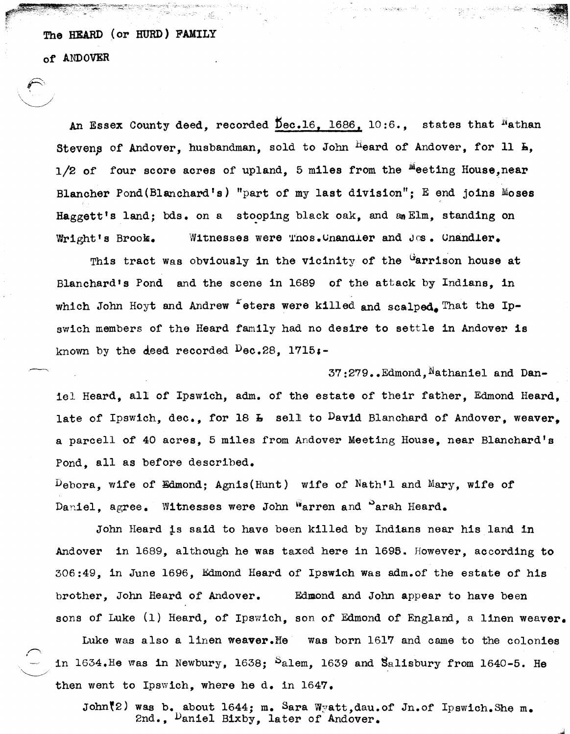The HEARD (or HURD) FAMILY

of ANDOVER

An Essex County deed, recorded Dec.16, 1686, 10:6., states that Nathan Stevens of Andover, husbandman, sold to John Heard of Andover, for 11 £, 1/2 of four score acres of upland, 5 miles from the Meeting House, near Blancher Pond (Blanchard's) "part of my last division"; E end joins Moses Haggett's land; bds. on a stooping black oak, and an Elm, standing on Wright's Brook. Witnesses were Thos. Chandler and Jos. Chandler.

This tract was obviously in the vicinity of the Garrison house at Blanchard's Pond and the scene in 1689 of the attack by Indians, in which John Hoyt and Andrew Peters were killed and scalped. That the Ipswich members of the Heard family had no desire to settle in Andover is known by the deed recorded Dec.28, 1715:-

37:279..Edmond, Nathaniel and Daniel Heard, all of Ipswich, adm. of the estate of their father, Edmond Heard, late of Ipswich, dec., for 18 £ sell to David Blanchard of Andover, weaver, a parcell of 40 acres, 5 miles from Andover Meeting House, near Blanchard's Pond, all as before described.

Debora, wife of Edmond; Agnis (Hunt) wife of Nath'l and Mary, wife of Daniel, agree. Witnesses were John Warren and Sarah Heard.

John Heard is said to have been killed by Indians near his land in Andover in 1689, although he was taxed here in 1695. However, according to 306:49, in June 1696, Edmond Heard of Ipswich was adm. of the estate of his brother, John Heard of Andover. Edmond and John appear to have been sons of Luke (1) Heard, of Ipswich, son of Edmond of England, a linen weaver.

Luke was also a linen weaver. He was born 1617 and came to the colonies in 1634. He was in Newbury, 1638; Salem, 1639 and Salisbury from 1640-5. He then went to Ipswich, where he d. in 1647.

John (2) was b. about 1644; m. Sara Wyatt, dau. of Jn. of Ipswich. She m. 2nd., Daniel Bixby, later of Andover.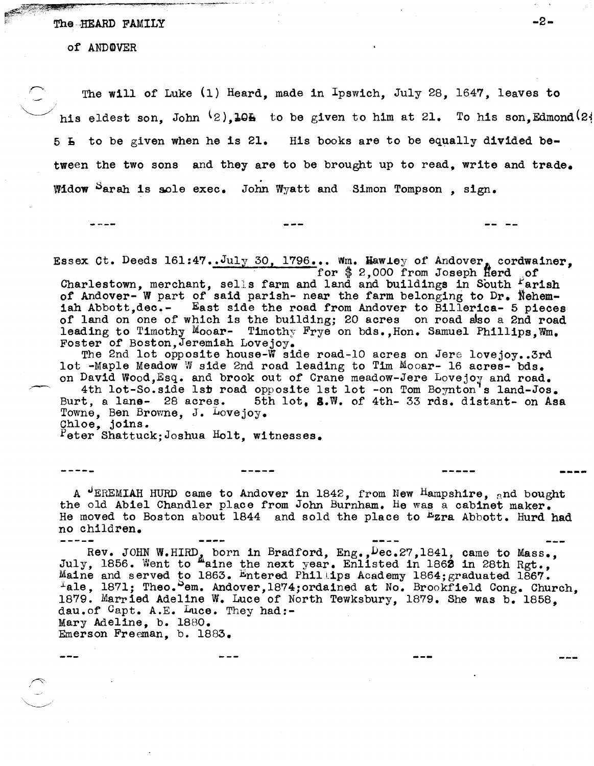The HEARD FAMILY

of ANDOVER

The will of Luke (1) Heard, made in Ipswich, July 28, 1647, leaves to his eldest son, John (2), 10£ to be given to him at 21. To his son, Edmond (2) 5 £ to be given when he is 21. His books are to be equally divided between the two sons and they are to be brought up to read, write and trade. Widow Sarah is sole exec. John Wyatt and Simon Tompson, sign.

---

Essex Ct. Deeds 161:47..July 30, 1796... Wm. Hawley of Andover, cordwainer, for $ 2,000 from Joseph Herd of Charlestown, merchant, sells farm and land and buildings in South Parish of Andover- W part of said parish- near the farm belonging to Dr. Nehemiah Abbott, dec.- East side the road from Andover to Billerica- 5 pieces of land on one of which is the building; 20 acres on road also a 2nd road leading to Timothy Mooar- Timothy Frye on bds., Hon. Samuel Phillips, Wm. Foster of Boston, Jeremiah Lovejoy.

The 2nd lot opposite house-W side road-10 acres on Jere lovejoy..3rd lot -Maple Meadow W side 2nd road leading to Tim Mooar- 16 acres- bds. on David Wood, Esq. and brook out of Crane meadow-Jere Lovejoy and road.

4th lot-So.side 1st road opposite 1st lot -on Tom Boynton's land-Jos. Burt, a lane- 28 acres. 5th lot, S.W. of 4th- 33 rds. distant- on Asa Towne, Ben Browne, J. Lovejoy.

Chloe, joins.

Peter Shattuck; Joshua Holt, witnesses.

---

A JEREMIAH HURD came to Andover in 1842, from New Hampshire, and bought the old Abiel Chandler place from John Burnham. He was a cabinet maker. He moved to Boston about 1844 and sold the place to Ezra Abbott. Hurd had no children.

---

Rev. JOHN W. HIRD, born in Bradford, Eng., Dec.27,1841, came to Mass., July, 1856. Went to Maine the next year. Enlisted in 1862 in 28th Rgt., Maine and served to 1863. Entered Phillips Academy 1864; graduated 1867. Yale, 1871; Theo. Sem. Andover, 1874; ordained at No. Brookfield Cong. Church, 1879. Married Adeline W. Luce of North Tewksbury, 1879. She was b. 1858, dau. of Capt. A.E. Luce. They had:-

Mary Adeline, b. 1880.

Emerson Freeman, b. 1883.

---